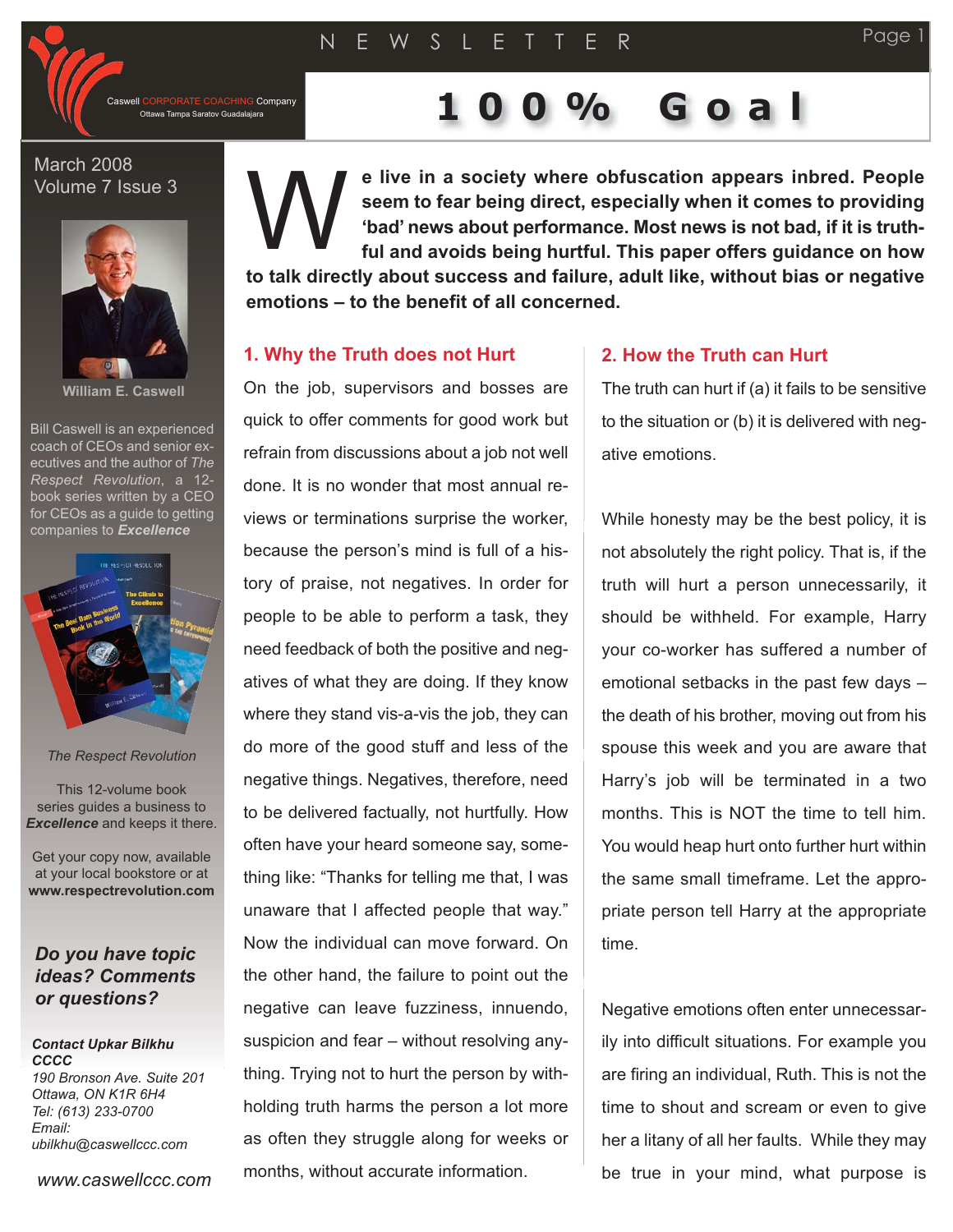# 100% Goal

Caswell CORPORATE COACHING Company
Ottawa Tampa Saratov Guadalajara

March 2008
Volume 7 Issue 3

**William E. Caswell**

Bill Caswell is an experienced coach of CEOs and senior executives and the author of *The Respect Revolution*, a 12-book series written by a CEO for CEOs as a guide to getting companies to ***Excellence***

*The Respect Revolution*

This 12-volume book series guides a business to ***Excellence*** and keeps it there.

Get your copy now, available at your local bookstore or at **www.respectrevolution.com**

***Do you have topic ideas? Comments or questions?***

***Contact Upkar Bilkhu CCCC***
*190 Bronson Ave. Suite 201*
*Ottawa, ON K1R 6H4*
*Tel: (613) 233-0700*
*Email:*
*ubilkhu@caswellccc.com*

*www.caswellccc.com*

**We live in a society where obfuscation appears inbred. People seem to fear being direct, especially when it comes to providing 'bad' news about performance. Most news is not bad, if it is truthful and avoids being hurtful. This paper offers guidance on how to talk directly about success and failure, adult like, without bias or negative emotions – to the benefit of all concerned.**

## 1. Why the Truth does not Hurt

On the job, supervisors and bosses are quick to offer comments for good work but refrain from discussions about a job not well done. It is no wonder that most annual reviews or terminations surprise the worker, because the person's mind is full of a history of praise, not negatives. In order for people to be able to perform a task, they need feedback of both the positive and negatives of what they are doing. If they know where they stand vis-a-vis the job, they can do more of the good stuff and less of the negative things. Negatives, therefore, need to be delivered factually, not hurtfully. How often have your heard someone say, something like: "Thanks for telling me that, I was unaware that I affected people that way." Now the individual can move forward. On the other hand, the failure to point out the negative can leave fuzziness, innuendo, suspicion and fear – without resolving anything. Trying not to hurt the person by withholding truth harms the person a lot more as often they struggle along for weeks or months, without accurate information.

## 2. How the Truth can Hurt

The truth can hurt if (a) it fails to be sensitive to the situation or (b) it is delivered with negative emotions.

While honesty may be the best policy, it is not absolutely the right policy. That is, if the truth will hurt a person unnecessarily, it should be withheld. For example, Harry your co-worker has suffered a number of emotional setbacks in the past few days – the death of his brother, moving out from his spouse this week and you are aware that Harry's job will be terminated in a two months. This is NOT the time to tell him. You would heap hurt onto further hurt within the same small timeframe. Let the appropriate person tell Harry at the appropriate time.

Negative emotions often enter unnecessarily into difficult situations. For example you are firing an individual, Ruth. This is not the time to shout and scream or even to give her a litany of all her faults. While they may be true in your mind, what purpose is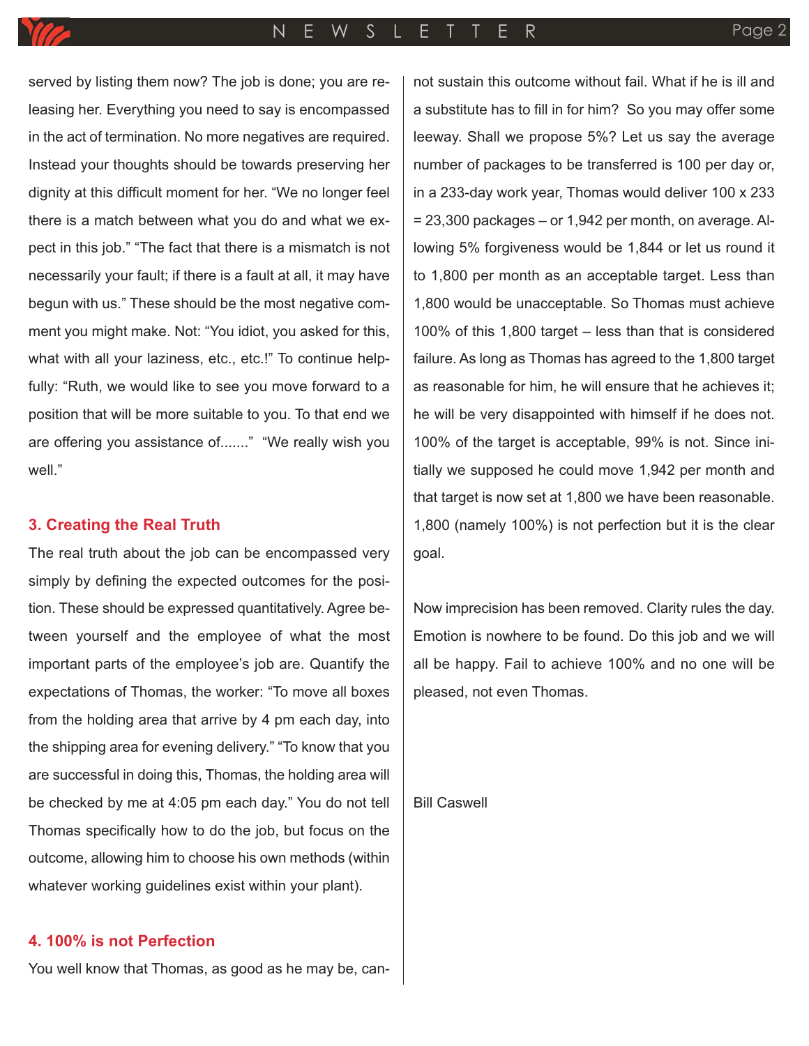served by listing them now? The job is done; you are releasing her. Everything you need to say is encompassed in the act of termination. No more negatives are required. Instead your thoughts should be towards preserving her dignity at this difficult moment for her. "We no longer feel there is a match between what you do and what we expect in this job." "The fact that there is a mismatch is not necessarily your fault; if there is a fault at all, it may have begun with us." These should be the most negative comment you might make. Not: "You idiot, you asked for this, what with all your laziness, etc., etc.!" To continue helpfully: "Ruth, we would like to see you move forward to a position that will be more suitable to you. To that end we are offering you assistance of......." "We really wish you well."

### 3. Creating the Real Truth

The real truth about the job can be encompassed very simply by defining the expected outcomes for the position. These should be expressed quantitatively. Agree between yourself and the employee of what the most important parts of the employee's job are. Quantify the expectations of Thomas, the worker: "To move all boxes from the holding area that arrive by 4 pm each day, into the shipping area for evening delivery." "To know that you are successful in doing this, Thomas, the holding area will be checked by me at 4:05 pm each day." You do not tell Thomas specifically how to do the job, but focus on the outcome, allowing him to choose his own methods (within whatever working guidelines exist within your plant).

### 4. 100% is not Perfection

You well know that Thomas, as good as he may be, cannot sustain this outcome without fail. What if he is ill and a substitute has to fill in for him? So you may offer some leeway. Shall we propose 5%? Let us say the average number of packages to be transferred is 100 per day or, in a 233-day work year, Thomas would deliver 100 x 233 = 23,300 packages – or 1,942 per month, on average. Allowing 5% forgiveness would be 1,844 or let us round it to 1,800 per month as an acceptable target. Less than 1,800 would be unacceptable. So Thomas must achieve 100% of this 1,800 target – less than that is considered failure. As long as Thomas has agreed to the 1,800 target as reasonable for him, he will ensure that he achieves it; he will be very disappointed with himself if he does not. 100% of the target is acceptable, 99% is not. Since initially we supposed he could move 1,942 per month and that target is now set at 1,800 we have been reasonable. 1,800 (namely 100%) is not perfection but it is the clear goal.

Now imprecision has been removed. Clarity rules the day. Emotion is nowhere to be found. Do this job and we will all be happy. Fail to achieve 100% and no one will be pleased, not even Thomas.

Bill Caswell